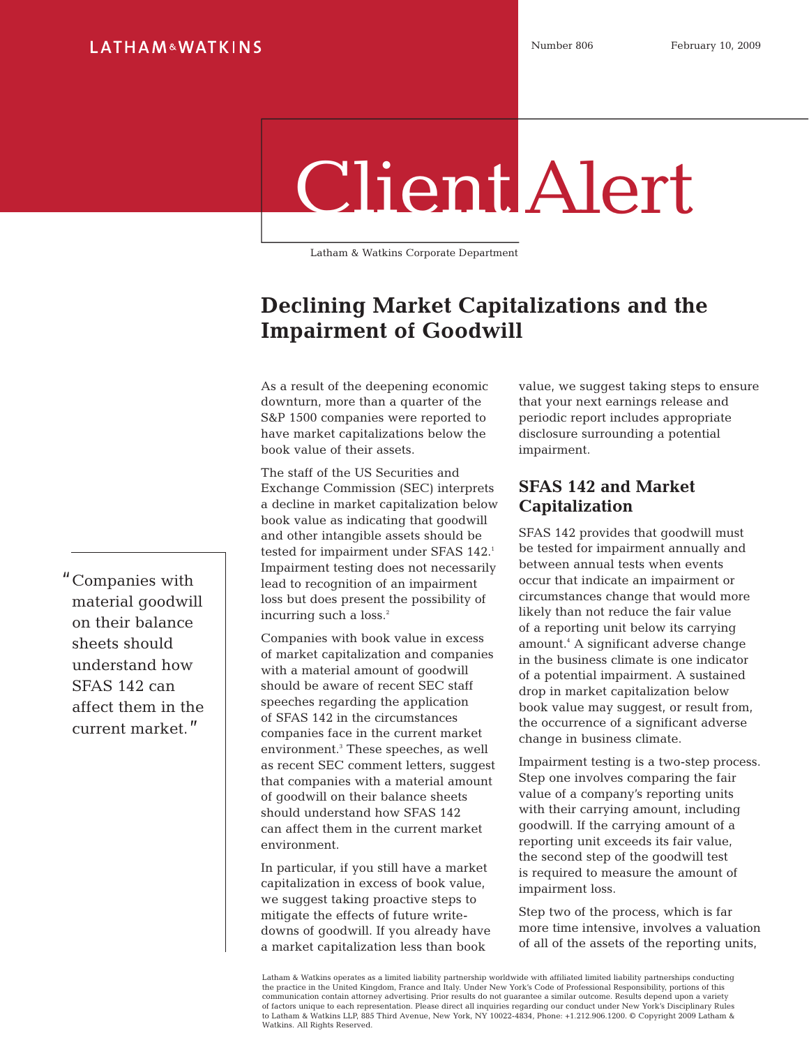LATHAM & WATKINS

Number 806 February 10, 2009

# Client Alert

Latham & Watkins Corporate Department

## Declining Market Capitalizations and the Impairment of Goodwill

As a result of the deepening economic downturn, more than a quarter of the S&P 1500 companies were reported to have market capitalizations below the book value of their assets.

The staff of the US Securities and Exchange Commission (SEC) interprets a decline in market capitalization below book value as indicating that goodwill and other intangible assets should be tested for impairment under SFAS 142.[1] Impairment testing does not necessarily lead to recognition of an impairment loss but does present the possibility of incurring such a loss.[2]

Companies with book value in excess of market capitalization and companies with a material amount of goodwill should be aware of recent SEC staff speeches regarding the application of SFAS 142 in the circumstances companies face in the current market environment.[3] These speeches, as well as recent SEC comment letters, suggest that companies with a material amount of goodwill on their balance sheets should understand how SFAS 142 can affect them in the current market environment.

> "Companies with material goodwill on their balance sheets should understand how SFAS 142 can affect them in the current market."

In particular, if you still have a market capitalization in excess of book value, we suggest taking proactive steps to mitigate the effects of future write-downs of goodwill. If you already have a market capitalization less than book value, we suggest taking steps to ensure that your next earnings release and periodic report includes appropriate disclosure surrounding a potential impairment.

### SFAS 142 and Market Capitalization

SFAS 142 provides that goodwill must be tested for impairment annually and between annual tests when events occur that indicate an impairment or circumstances change that would more likely than not reduce the fair value of a reporting unit below its carrying amount.[4] A significant adverse change in the business climate is one indicator of a potential impairment. A sustained drop in market capitalization below book value may suggest, or result from, the occurrence of a significant adverse change in business climate.

Impairment testing is a two-step process. Step one involves comparing the fair value of a company's reporting units with their carrying amount, including goodwill. If the carrying amount of a reporting unit exceeds its fair value, the second step of the goodwill test is required to measure the amount of impairment loss.

Step two of the process, which is far more time intensive, involves a valuation of all of the assets of the reporting units,

Latham & Watkins operates as a limited liability partnership worldwide with affiliated limited liability partnerships conducting the practice in the United Kingdom, France and Italy. Under New York's Code of Professional Responsibility, portions of this communication contain attorney advertising. Prior results do not guarantee a similar outcome. Results depend upon a variety of factors unique to each representation. Please direct all inquiries regarding our conduct under New York's Disciplinary Rules to Latham & Watkins LLP, 885 Third Avenue, New York, NY 10022-4834, Phone: +1.212.906.1200. © Copyright 2009 Latham & Watkins. All Rights Reserved.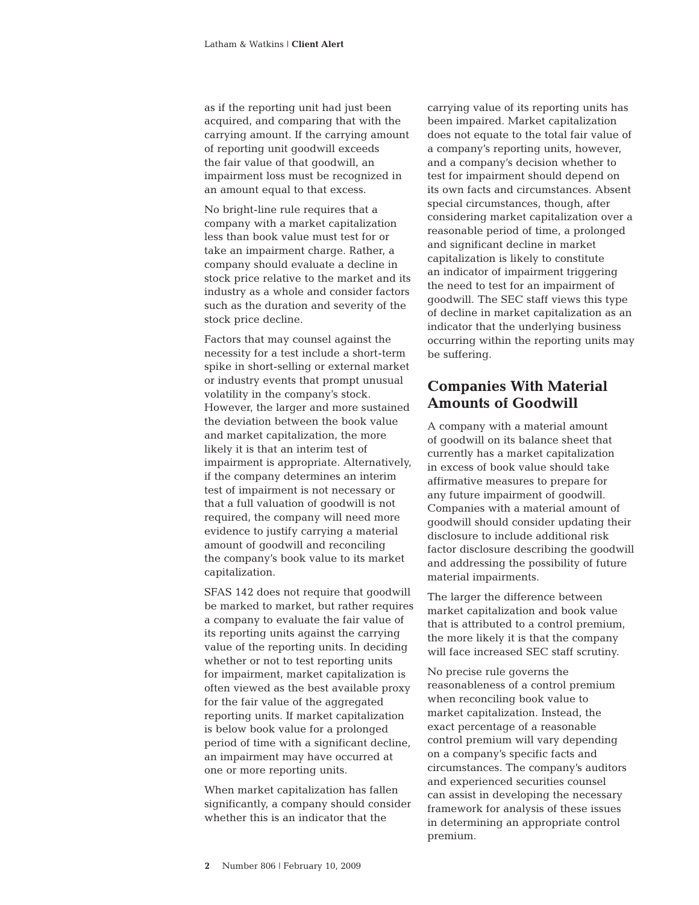as if the reporting unit had just been acquired, and comparing that with the carrying amount. If the carrying amount of reporting unit goodwill exceeds the fair value of that goodwill, an impairment loss must be recognized in an amount equal to that excess.

No bright-line rule requires that a company with a market capitalization less than book value must test for or take an impairment charge. Rather, a company should evaluate a decline in stock price relative to the market and its industry as a whole and consider factors such as the duration and severity of the stock price decline.

Factors that may counsel against the necessity for a test include a short-term spike in short-selling or external market or industry events that prompt unusual volatility in the company's stock. However, the larger and more sustained the deviation between the book value and market capitalization, the more likely it is that an interim test of impairment is appropriate. Alternatively, if the company determines an interim test of impairment is not necessary or that a full valuation of goodwill is not required, the company will need more evidence to justify carrying a material amount of goodwill and reconciling the company's book value to its market capitalization.

SFAS 142 does not require that goodwill be marked to market, but rather requires a company to evaluate the fair value of its reporting units against the carrying value of the reporting units. In deciding whether or not to test reporting units for impairment, market capitalization is often viewed as the best available proxy for the fair value of the aggregated reporting units. If market capitalization is below book value for a prolonged period of time with a significant decline, an impairment may have occurred at one or more reporting units.

When market capitalization has fallen significantly, a company should consider whether this is an indicator that the carrying value of its reporting units has been impaired. Market capitalization does not equate to the total fair value of a company's reporting units, however, and a company's decision whether to test for impairment should depend on its own facts and circumstances. Absent special circumstances, though, after considering market capitalization over a reasonable period of time, a prolonged and significant decline in market capitalization is likely to constitute an indicator of impairment triggering the need to test for an impairment of goodwill. The SEC staff views this type of decline in market capitalization as an indicator that the underlying business occurring within the reporting units may be suffering.

## Companies With Material Amounts of Goodwill

A company with a material amount of goodwill on its balance sheet that currently has a market capitalization in excess of book value should take affirmative measures to prepare for any future impairment of goodwill. Companies with a material amount of goodwill should consider updating their disclosure to include additional risk factor disclosure describing the goodwill and addressing the possibility of future material impairments.

The larger the difference between market capitalization and book value that is attributed to a control premium, the more likely it is that the company will face increased SEC staff scrutiny.

No precise rule governs the reasonableness of a control premium when reconciling book value to market capitalization. Instead, the exact percentage of a reasonable control premium will vary depending on a company's specific facts and circumstances. The company's auditors and experienced securities counsel can assist in developing the necessary framework for analysis of these issues in determining an appropriate control premium.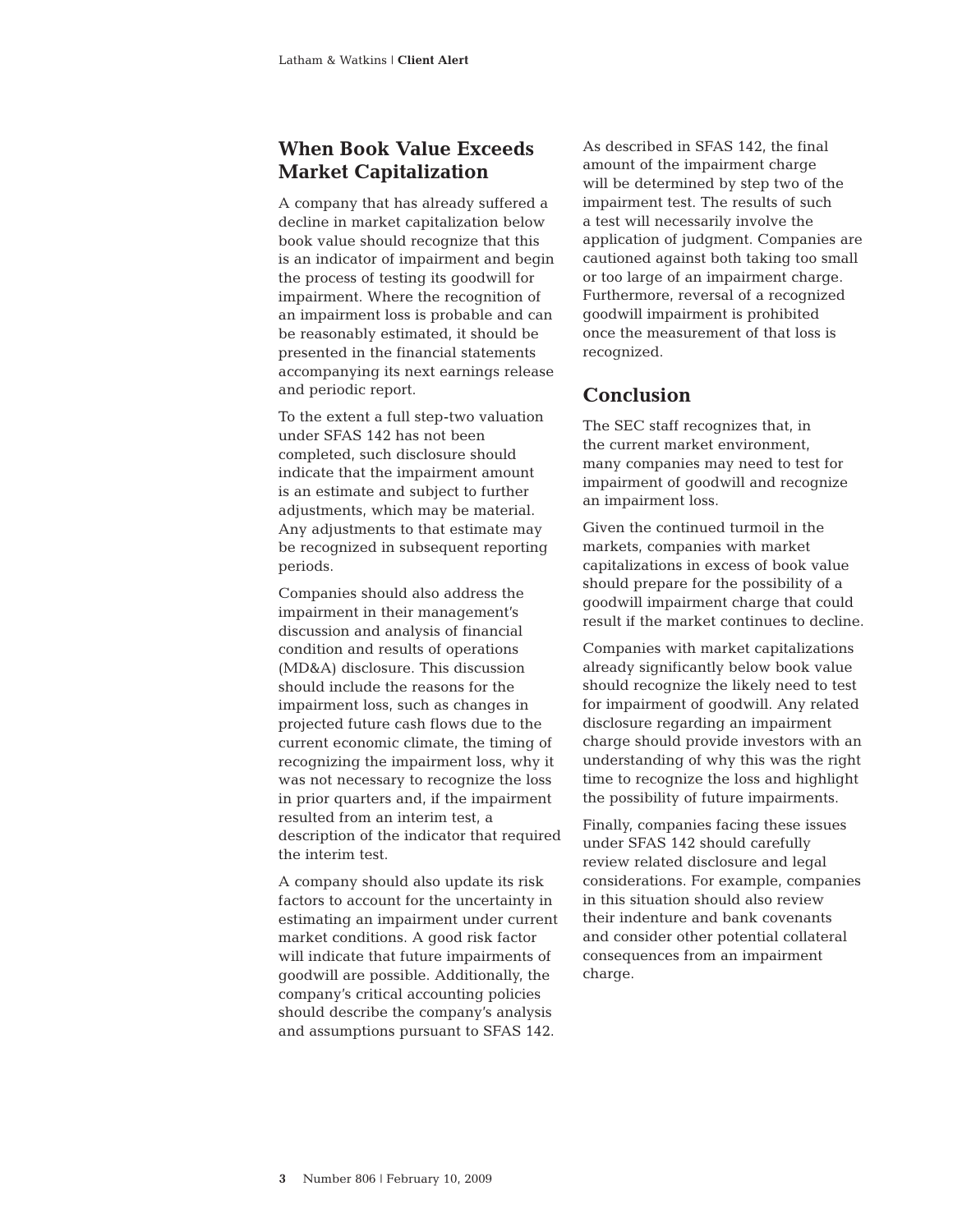## When Book Value Exceeds Market Capitalization

A company that has already suffered a decline in market capitalization below book value should recognize that this is an indicator of impairment and begin the process of testing its goodwill for impairment. Where the recognition of an impairment loss is probable and can be reasonably estimated, it should be presented in the financial statements accompanying its next earnings release and periodic report.

To the extent a full step-two valuation under SFAS 142 has not been completed, such disclosure should indicate that the impairment amount is an estimate and subject to further adjustments, which may be material. Any adjustments to that estimate may be recognized in subsequent reporting periods.

Companies should also address the impairment in their management's discussion and analysis of financial condition and results of operations (MD&A) disclosure. This discussion should include the reasons for the impairment loss, such as changes in projected future cash flows due to the current economic climate, the timing of recognizing the impairment loss, why it was not necessary to recognize the loss in prior quarters and, if the impairment resulted from an interim test, a description of the indicator that required the interim test.

A company should also update its risk factors to account for the uncertainty in estimating an impairment under current market conditions. A good risk factor will indicate that future impairments of goodwill are possible. Additionally, the company's critical accounting policies should describe the company's analysis and assumptions pursuant to SFAS 142.

As described in SFAS 142, the final amount of the impairment charge will be determined by step two of the impairment test. The results of such a test will necessarily involve the application of judgment. Companies are cautioned against both taking too small or too large of an impairment charge. Furthermore, reversal of a recognized goodwill impairment is prohibited once the measurement of that loss is recognized.

## Conclusion

The SEC staff recognizes that, in the current market environment, many companies may need to test for impairment of goodwill and recognize an impairment loss.

Given the continued turmoil in the markets, companies with market capitalizations in excess of book value should prepare for the possibility of a goodwill impairment charge that could result if the market continues to decline.

Companies with market capitalizations already significantly below book value should recognize the likely need to test for impairment of goodwill. Any related disclosure regarding an impairment charge should provide investors with an understanding of why this was the right time to recognize the loss and highlight the possibility of future impairments.

Finally, companies facing these issues under SFAS 142 should carefully review related disclosure and legal considerations. For example, companies in this situation should also review their indenture and bank covenants and consider other potential collateral consequences from an impairment charge.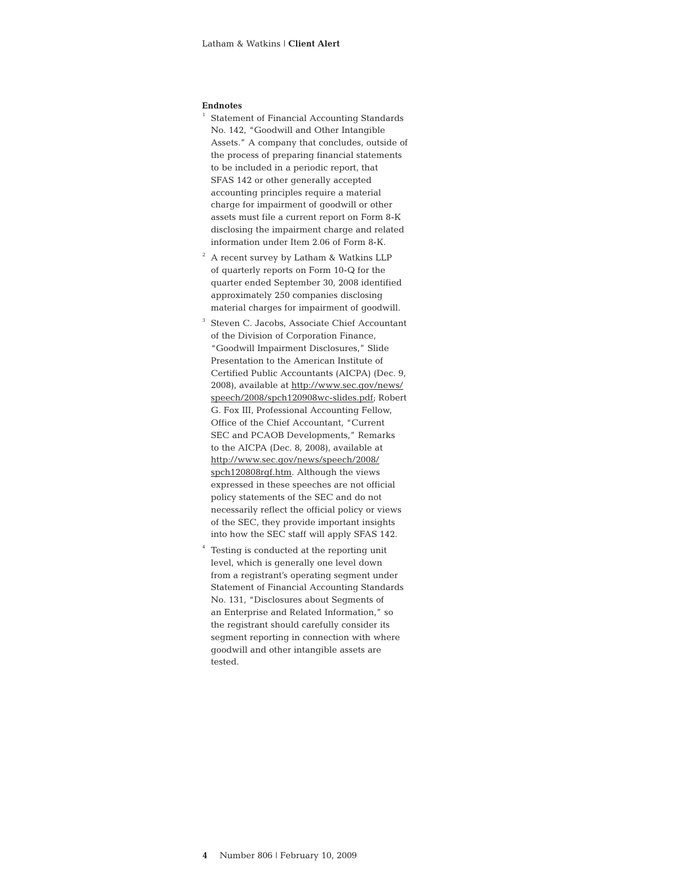**Endnotes**

[1] Statement of Financial Accounting Standards No. 142, "Goodwill and Other Intangible Assets." A company that concludes, outside of the process of preparing financial statements to be included in a periodic report, that SFAS 142 or other generally accepted accounting principles require a material charge for impairment of goodwill or other assets must file a current report on Form 8-K disclosing the impairment charge and related information under Item 2.06 of Form 8-K.

[2] A recent survey by Latham & Watkins LLP of quarterly reports on Form 10-Q for the quarter ended September 30, 2008 identified approximately 250 companies disclosing material charges for impairment of goodwill.

[3] Steven C. Jacobs, Associate Chief Accountant of the Division of Corporation Finance, "Goodwill Impairment Disclosures," Slide Presentation to the American Institute of Certified Public Accountants (AICPA) (Dec. 9, 2008), available at http://www.sec.gov/news/speech/2008/spch120908wc-slides.pdf; Robert G. Fox III, Professional Accounting Fellow, Office of the Chief Accountant, "Current SEC and PCAOB Developments," Remarks to the AICPA (Dec. 8, 2008), available at http://www.sec.gov/news/speech/2008/spch120808rgf.htm. Although the views expressed in these speeches are not official policy statements of the SEC and do not necessarily reflect the official policy or views of the SEC, they provide important insights into how the SEC staff will apply SFAS 142.

[4] Testing is conducted at the reporting unit level, which is generally one level down from a registrant's operating segment under Statement of Financial Accounting Standards No. 131, "Disclosures about Segments of an Enterprise and Related Information," so the registrant should carefully consider its segment reporting in connection with where goodwill and other intangible assets are tested.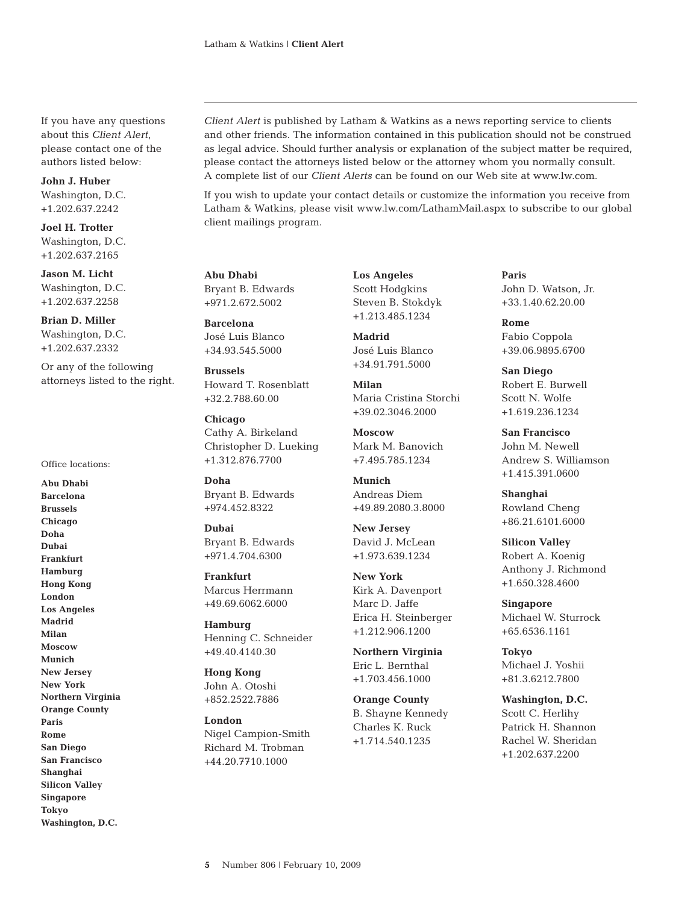If you have any questions about this *Client Alert*, please contact one of the authors listed below:

**John J. Huber**
Washington, D.C.
+1.202.637.2242

**Joel H. Trotter**
Washington, D.C.
+1.202.637.2165

**Jason M. Licht**
Washington, D.C.
+1.202.637.2258

**Brian D. Miller**
Washington, D.C.
+1.202.637.2332

Or any of the following attorneys listed to the right.

*Client Alert* is published by Latham & Watkins as a news reporting service to clients and other friends. The information contained in this publication should not be construed as legal advice. Should further analysis or explanation of the subject matter be required, please contact the attorneys listed below or the attorney whom you normally consult. A complete list of our *Client Alerts* can be found on our Web site at www.lw.com.

If you wish to update your contact details or customize the information you receive from Latham & Watkins, please visit www.lw.com/LathamMail.aspx to subscribe to our global client mailings program.

**Abu Dhabi**
Bryant B. Edwards
+971.2.672.5002

**Barcelona**
José Luis Blanco
+34.93.545.5000

**Brussels**
Howard T. Rosenblatt
+32.2.788.60.00

**Chicago**
Cathy A. Birkeland
Christopher D. Lueking
+1.312.876.7700

**Doha**
Bryant B. Edwards
+974.452.8322

**Dubai**
Bryant B. Edwards
+971.4.704.6300

**Frankfurt**
Marcus Herrmann
+49.69.6062.6000

**Hamburg**
Henning C. Schneider
+49.40.4140.30

**Hong Kong**
John A. Otoshi
+852.2522.7886

**London**
Nigel Campion-Smith
Richard M. Trobman
+44.20.7710.1000

**Los Angeles**
Scott Hodgkins
Steven B. Stokdyk
+1.213.485.1234

**Madrid**
José Luis Blanco
+34.91.791.5000

**Milan**
Maria Cristina Storchi
+39.02.3046.2000

**Moscow**
Mark M. Banovich
+7.495.785.1234

**Munich**
Andreas Diem
+49.89.2080.3.8000

**New Jersey**
David J. McLean
+1.973.639.1234

**New York**
Kirk A. Davenport
Marc D. Jaffe
Erica H. Steinberger
+1.212.906.1200

**Northern Virginia**
Eric L. Bernthal
+1.703.456.1000

**Orange County**
B. Shayne Kennedy
Charles K. Ruck
+1.714.540.1235

**Paris**
John D. Watson, Jr.
+33.1.40.62.20.00

**Rome**
Fabio Coppola
+39.06.9895.6700

**San Diego**
Robert E. Burwell
Scott N. Wolfe
+1.619.236.1234

**San Francisco**
John M. Newell
Andrew S. Williamson
+1.415.391.0600

**Shanghai**
Rowland Cheng
+86.21.6101.6000

**Silicon Valley**
Robert A. Koenig
Anthony J. Richmond
+1.650.328.4600

**Singapore**
Michael W. Sturrock
+65.6536.1161

**Tokyo**
Michael J. Yoshii
+81.3.6212.7800

**Washington, D.C.**
Scott C. Herlihy
Patrick H. Shannon
Rachel W. Sheridan
+1.202.637.2200

Office locations:

**Abu Dhabi**
**Barcelona**
**Brussels**
**Chicago**
**Doha**
**Dubai**
**Frankfurt**
**Hamburg**
**Hong Kong**
**London**
**Los Angeles**
**Madrid**
**Milan**
**Moscow**
**Munich**
**New Jersey**
**New York**
**Northern Virginia**
**Orange County**
**Paris**
**Rome**
**San Diego**
**San Francisco**
**Shanghai**
**Silicon Valley**
**Singapore**
**Tokyo**
**Washington, D.C.**